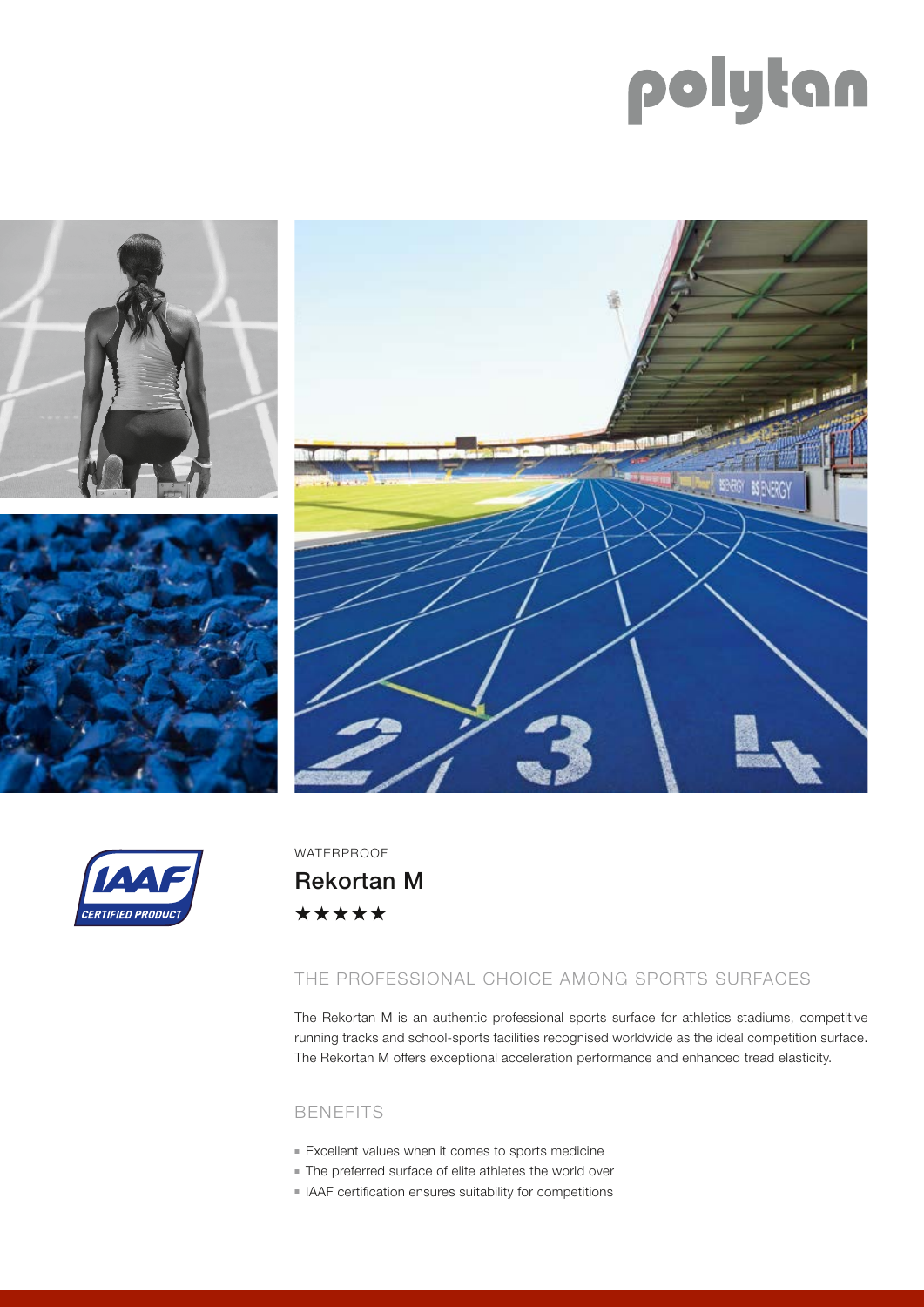polytan

WATERPROOF

# Rekortan M

★★★★★

## THE PROFESSIONAL CHOICE AMONG SPORTS SURFACES

The Rekortan M is an authentic professional sports surface for athletics stadiums, competitive running tracks and school-sports facilities recognised worldwide as the ideal competition surface. The Rekortan M offers exceptional acceleration performance and enhanced tread elasticity.

## BENEFITS

- Excellent values when it comes to sports medicine
- The preferred surface of elite athletes the world over
- IAAF certification ensures suitability for competitions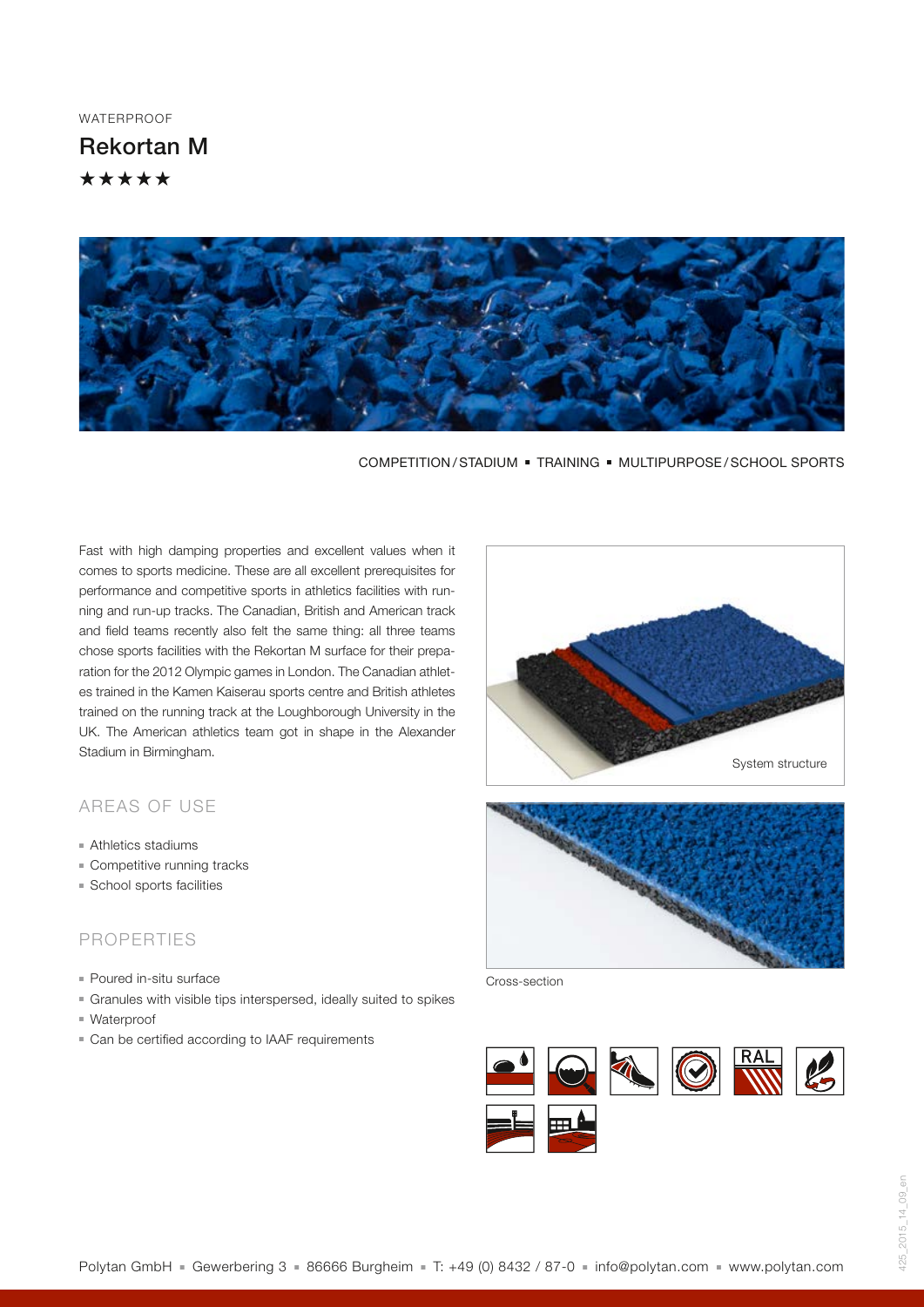WATERPROOF

# Rekortan M

★★★★★

COMPETITION / STADIUM ▪ TRAINING ▪ MULTIPURPOSE / SCHOOL SPORTS

Fast with high damping properties and excellent values when it comes to sports medicine. These are all excellent prerequisites for performance and competitive sports in athletics facilities with running and run-up tracks. The Canadian, British and American track and field teams recently also felt the same thing: all three teams chose sports facilities with the Rekortan M surface for their preparation for the 2012 Olympic games in London. The Canadian athletes trained in the Kamen Kaiserau sports centre and British athletes trained on the running track at the Loughborough University in the UK. The American athletics team got in shape in the Alexander Stadium in Birmingham.

System structure

Cross-section

## AREAS OF USE

- Athletics stadiums
- Competitive running tracks
- School sports facilities

## PROPERTIES

- Poured in-situ surface
- Granules with visible tips interspersed, ideally suited to spikes
- Waterproof
- Can be certified according to IAAF requirements

RAL

Polytan GmbH ▪ Gewerbering 3 ▪ 86666 Burgheim ▪ T: +49 (0) 8432 / 87-0 ▪ info@polytan.com ▪ www.polytan.com